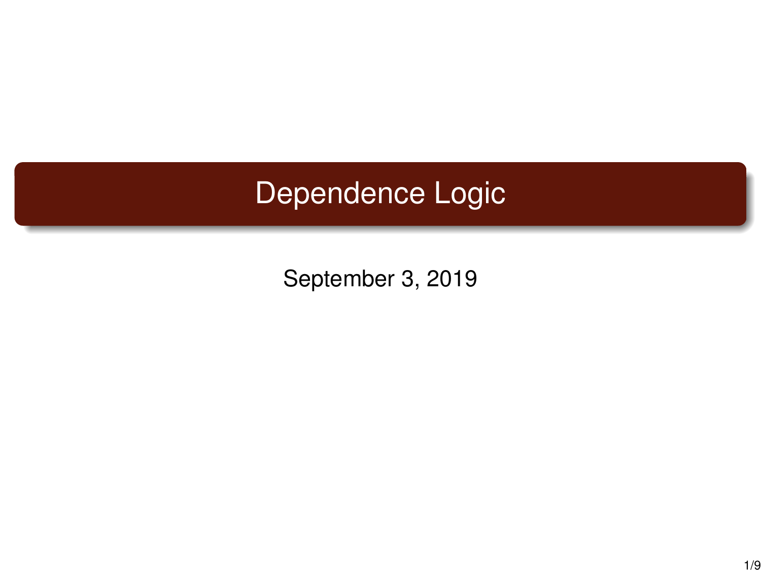# Dependence Logic

September 3, 2019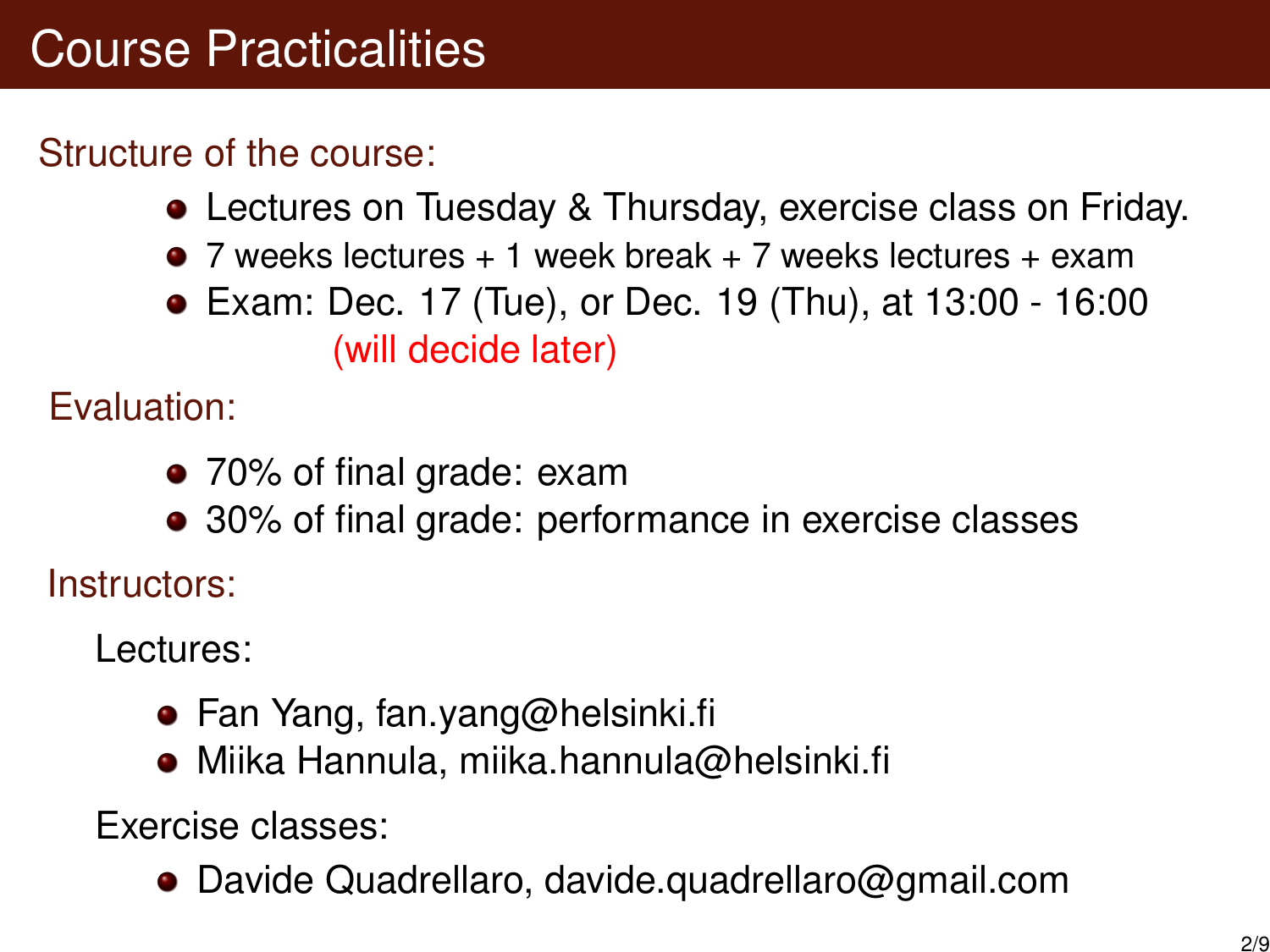# Course Practicalities

## Structure of the course:

- Lectures on Tuesday & Thursday, exercise class on Friday.
- 7 weeks lectures + 1 week break + 7 weeks lectures + exam
- Exam: Dec. 17 (Tue), or Dec. 19 (Thu), at 13:00 - 16:00
  (will decide later)

## Evaluation:

- 70% of final grade: exam
- 30% of final grade: performance in exercise classes

## Instructors:

Lectures:

- Fan Yang, fan.yang@helsinki.fi
- Miika Hannula, miika.hannula@helsinki.fi

Exercise classes:

- Davide Quadrellaro, davide.quadrellaro@gmail.com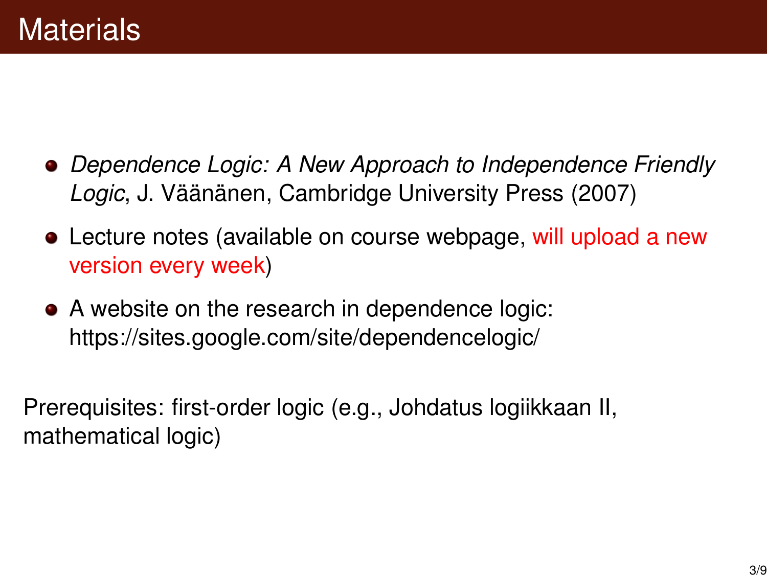# Materials

- *Dependence Logic: A New Approach to Independence Friendly Logic*, J. Väänänen, Cambridge University Press (2007)
- Lecture notes (available on course webpage, will upload a new version every week)
- A website on the research in dependence logic: https://sites.google.com/site/dependencelogic/

Prerequisites: first-order logic (e.g., Johdatus logiikkaan II, mathematical logic)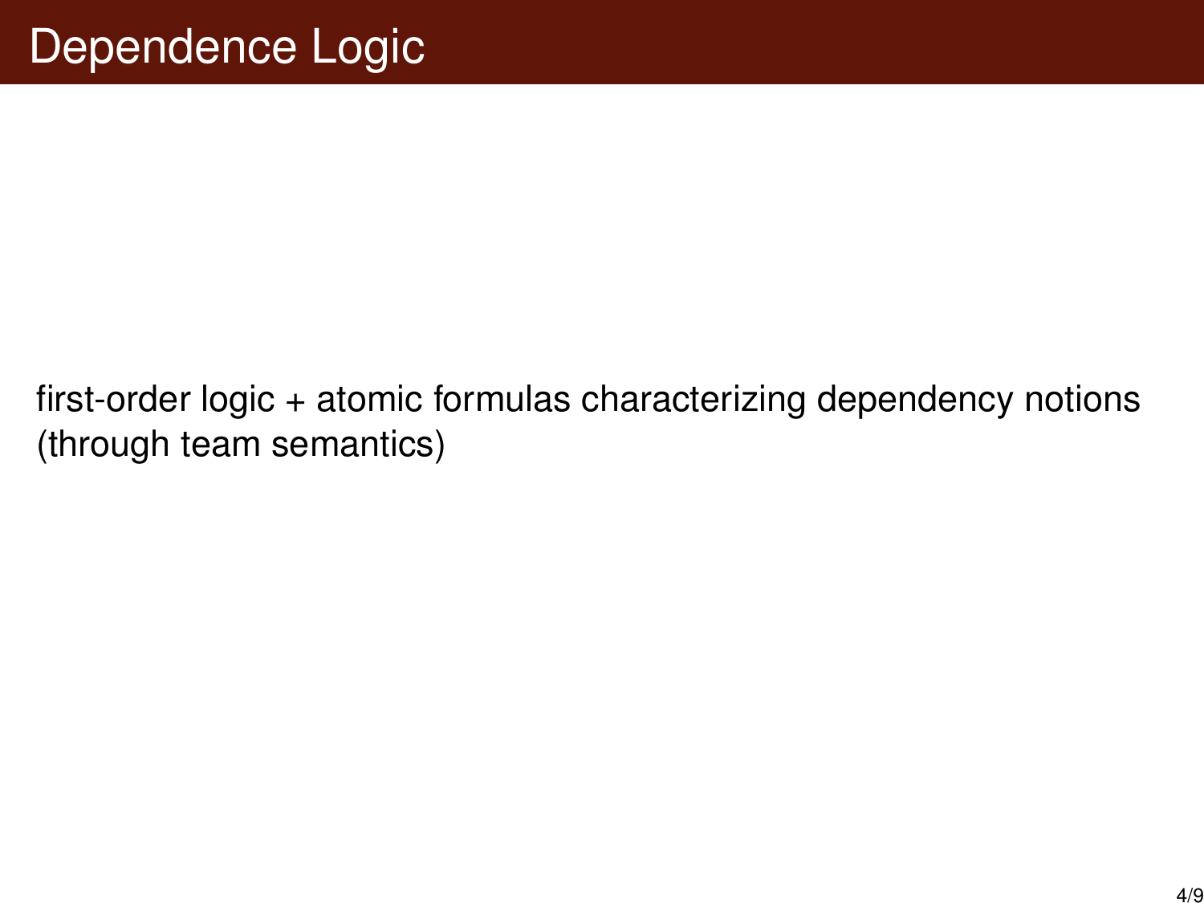# Dependence Logic

first-order logic + atomic formulas characterizing dependency notions (through team semantics)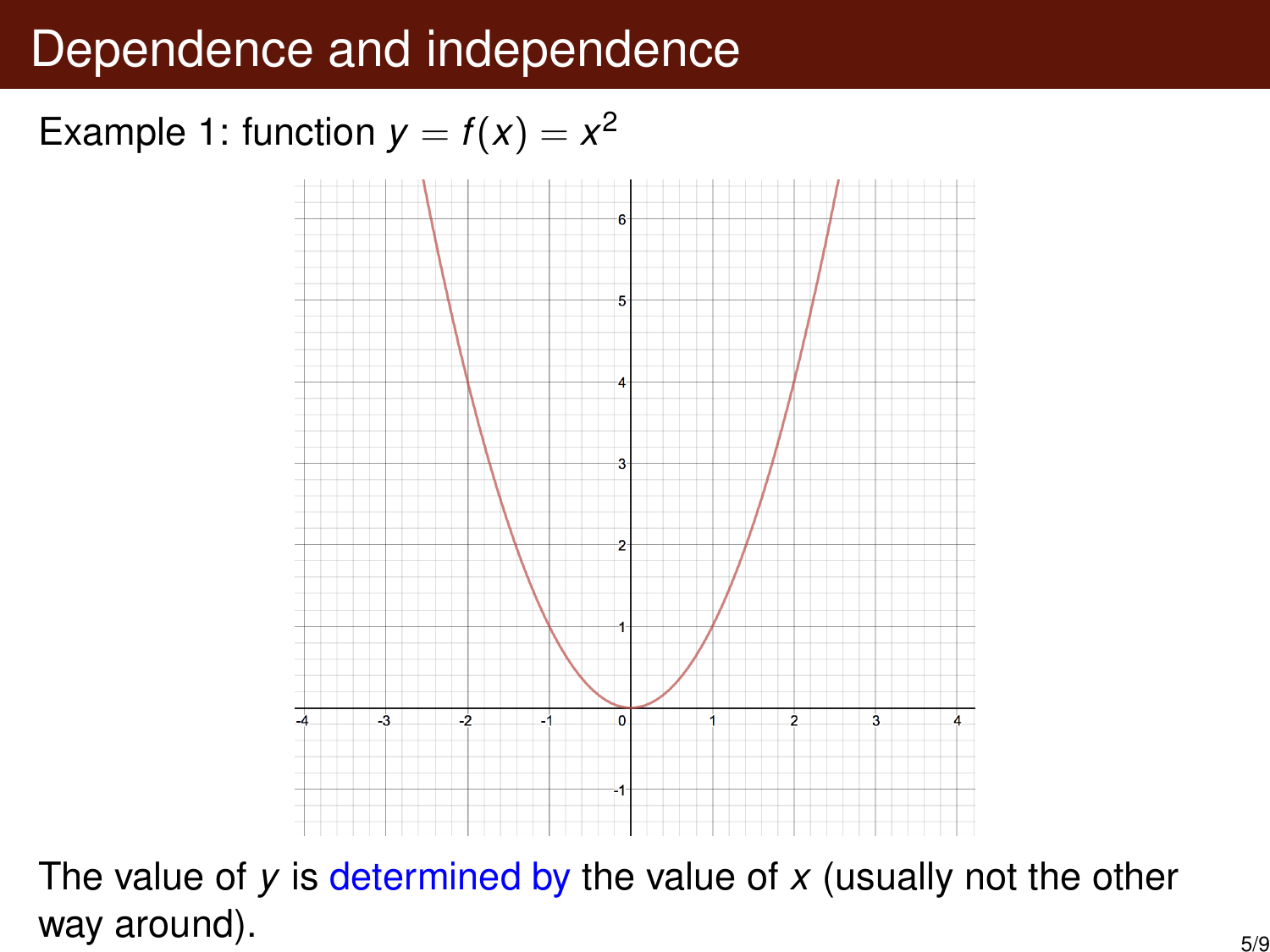# Dependence and independence

Example 1: function $y = f(x) = x^2$

The value of $y$ is determined by the value of $x$ (usually not the other way around).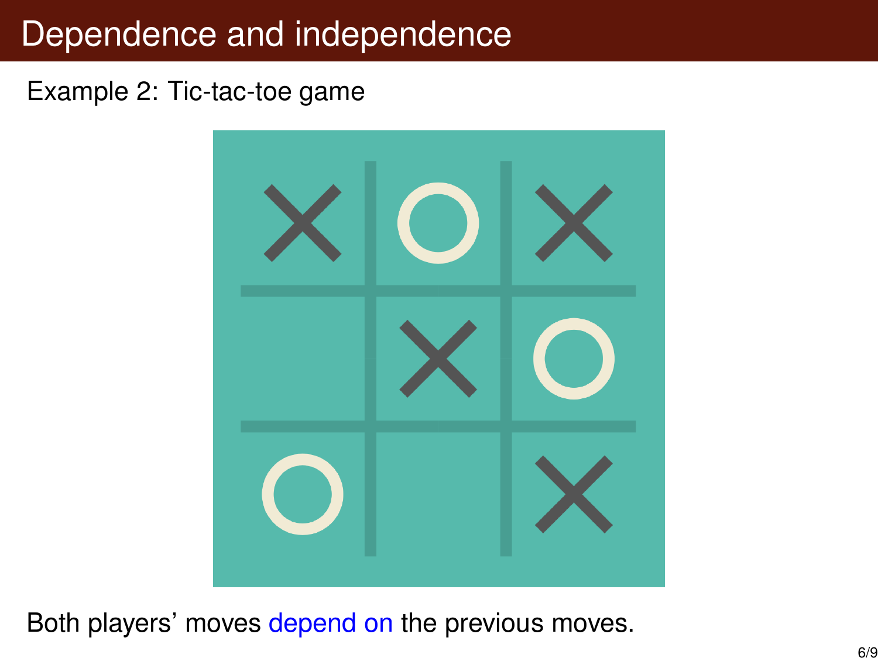# Dependence and independence

Example 2: Tic-tac-toe game

Both players' moves depend on the previous moves.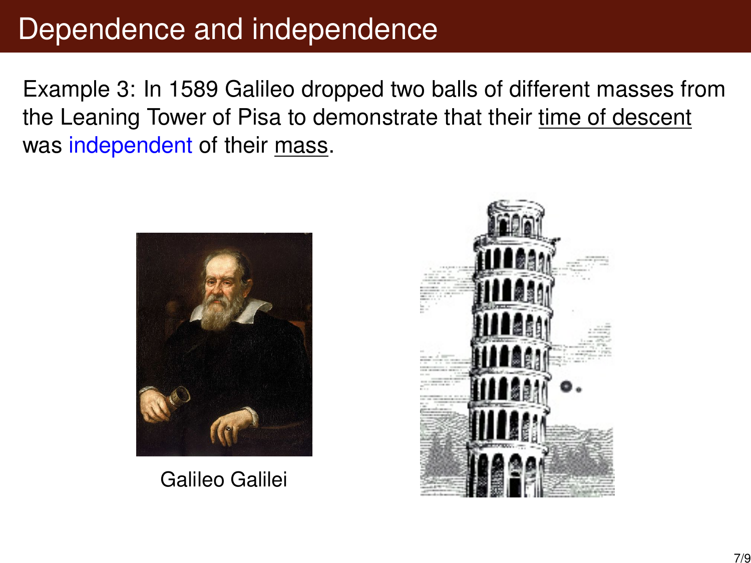# Dependence and independence

Example 3: In 1589 Galileo dropped two balls of different masses from the Leaning Tower of Pisa to demonstrate that their time of descent was independent of their mass.

Galileo Galilei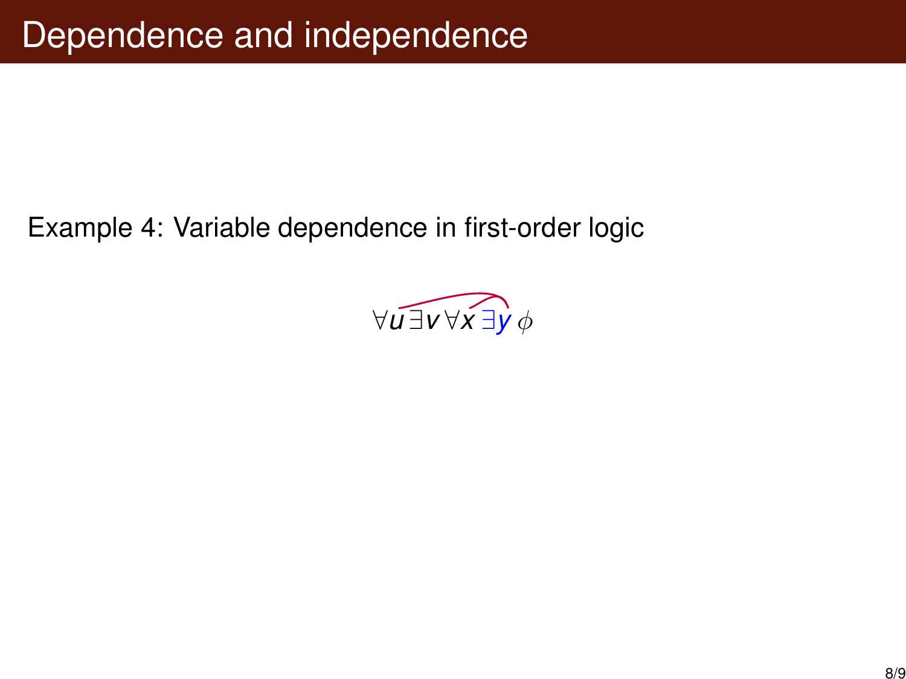# Dependence and independence

Example 4: Variable dependence in first-order logic

$$\forall u \, \exists v \, \forall x \, \exists y \, \phi$$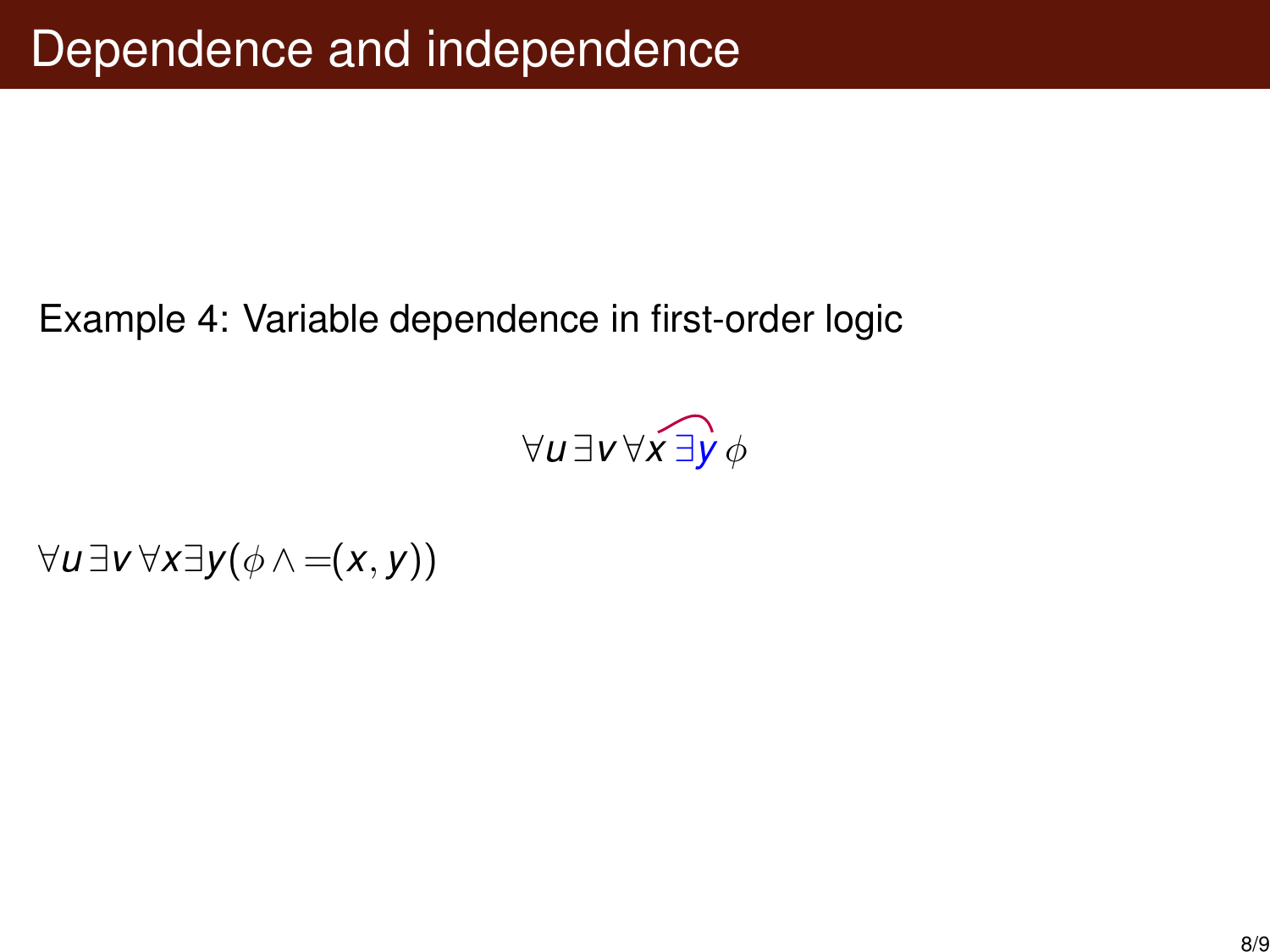# Dependence and independence

Example 4: Variable dependence in first-order logic

$$\forall u \, \exists v \, \forall x \, \exists y \, \phi$$

$\forall u \, \exists v \, \forall x \exists y (\phi \wedge {=}(x, y))$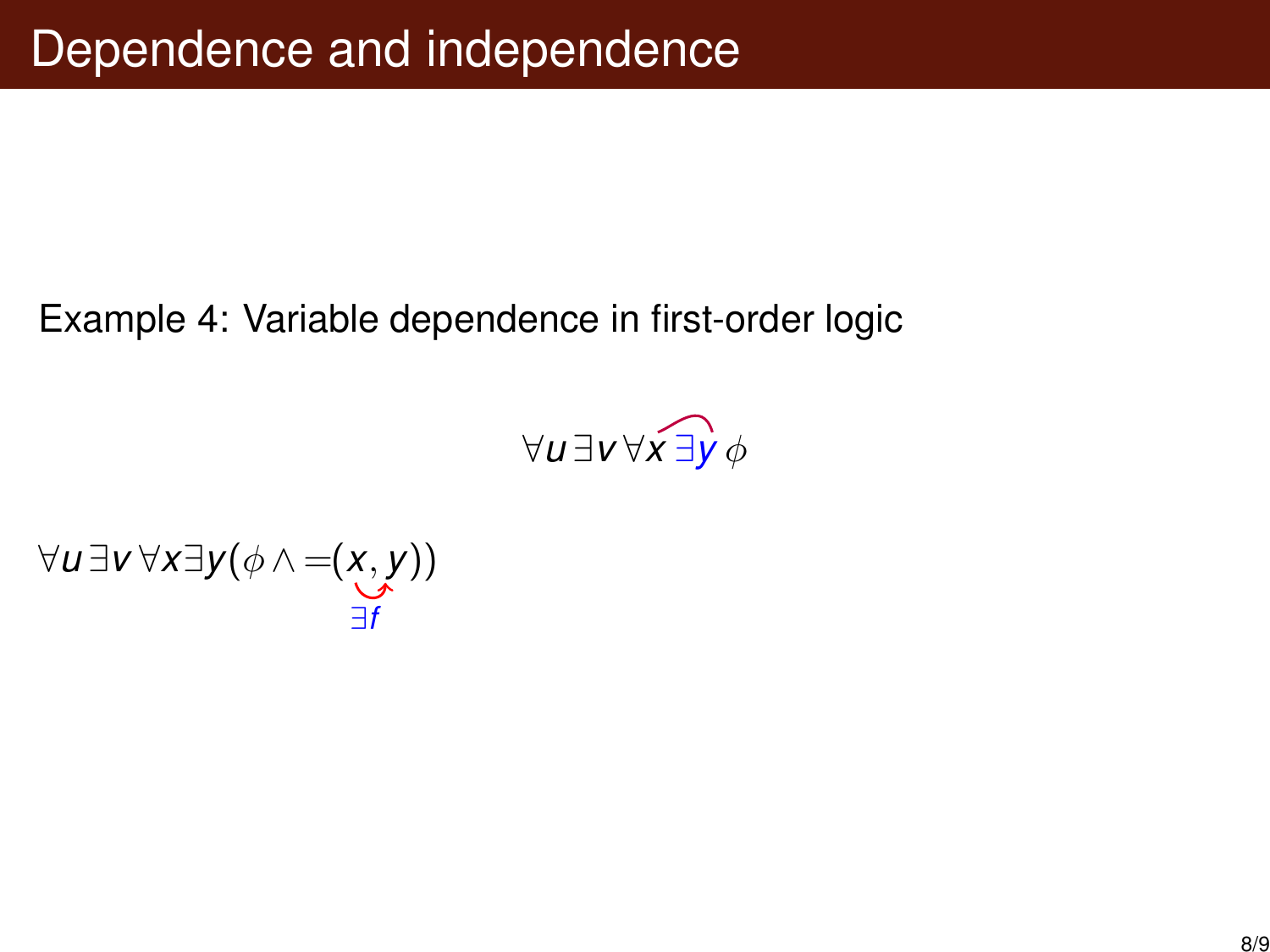# Dependence and independence

Example 4: Variable dependence in first-order logic

$$\forall u\, \exists v\, \forall x\, \exists y\, \phi$$

$\forall u\, \exists v\, \forall x \exists y (\phi \wedge {=}(x, y))$

$\exists f$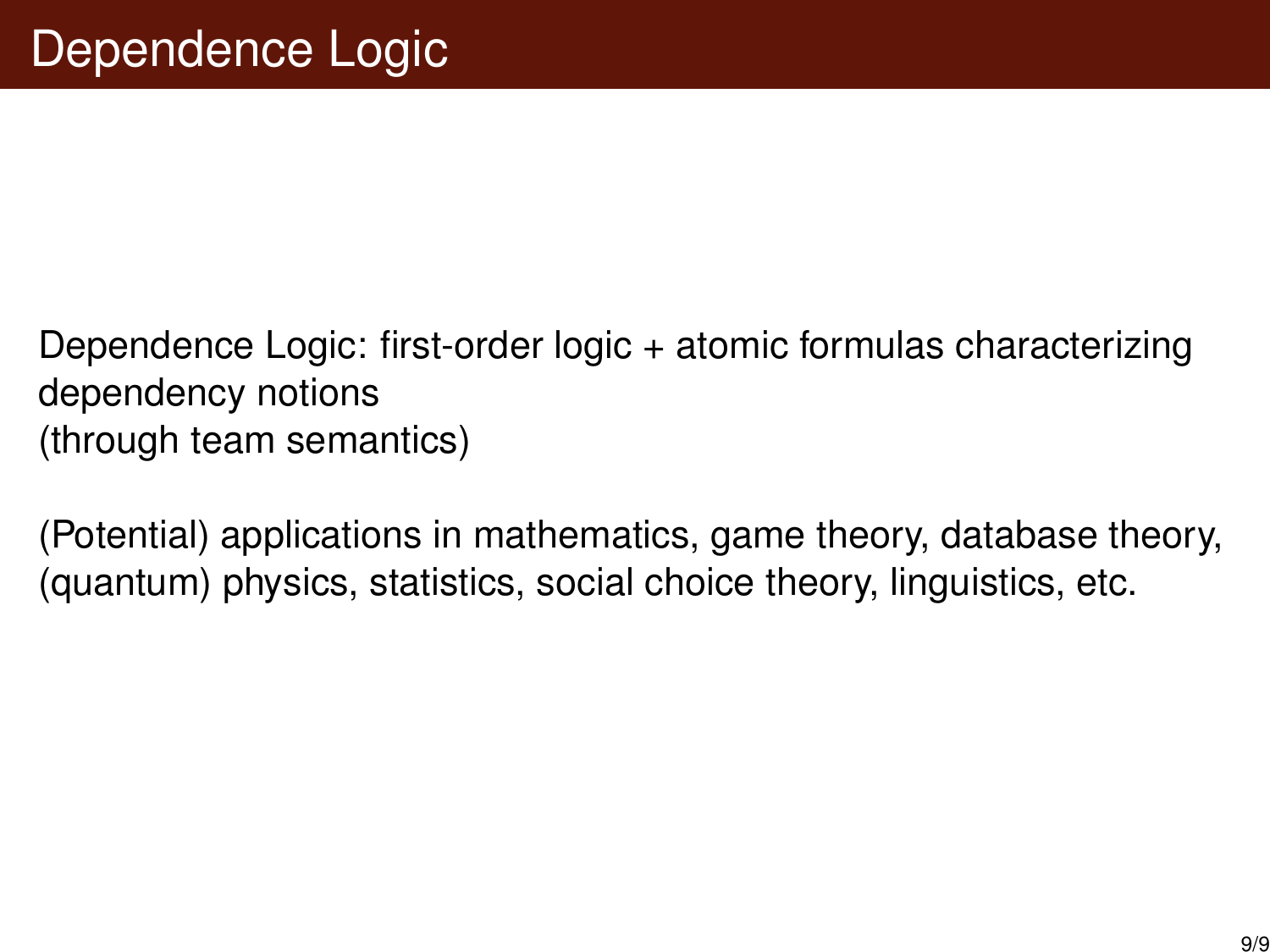# Dependence Logic

Dependence Logic: first-order logic + atomic formulas characterizing dependency notions
(through team semantics)

(Potential) applications in mathematics, game theory, database theory, (quantum) physics, statistics, social choice theory, linguistics, etc.